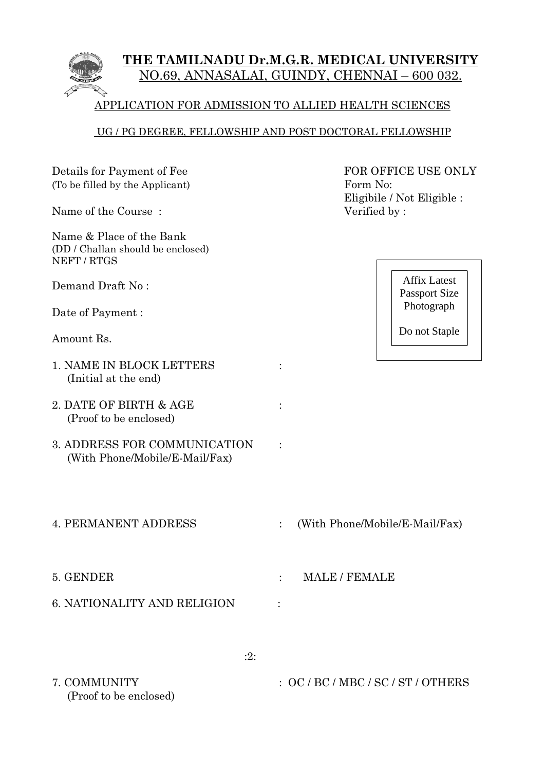# THE TAMILNADU Dr.M.G.R. MEDICAL UNIVERSITY

NO.69, ANNASALAI, GUINDY, CHENNAI – 600 032.

## APPLICATION FOR ADMISSION TO ALLIED HEALTH SCIENCES

### UG / PG DEGREE, FELLOWSHIP AND POST DOCTORAL FELLOWSHIP

Details for Payment of Fee
(To be filled by the Applicant)

Name of the Course :

Name & Place of the Bank
(DD / Challan should be enclosed)
NEFT / RTGS

Demand Draft No :

Date of Payment :

Amount Rs.

FOR OFFICE USE ONLY
Form No:
Eligibile / Not Eligible :
Verified by :

Affix Latest Passport Size Photograph

Do not Staple

1. NAME IN BLOCK LETTERS :
   (Initial at the end)

2. DATE OF BIRTH & AGE :
   (Proof to be enclosed)

3. ADDRESS FOR COMMUNICATION :
   (With Phone/Mobile/E-Mail/Fax)

4. PERMANENT ADDRESS : (With Phone/Mobile/E-Mail/Fax)

5. GENDER : MALE / FEMALE

6. NATIONALITY AND RELIGION :

:2:

7. COMMUNITY : OC / BC / MBC / SC / ST / OTHERS
   (Proof to be enclosed)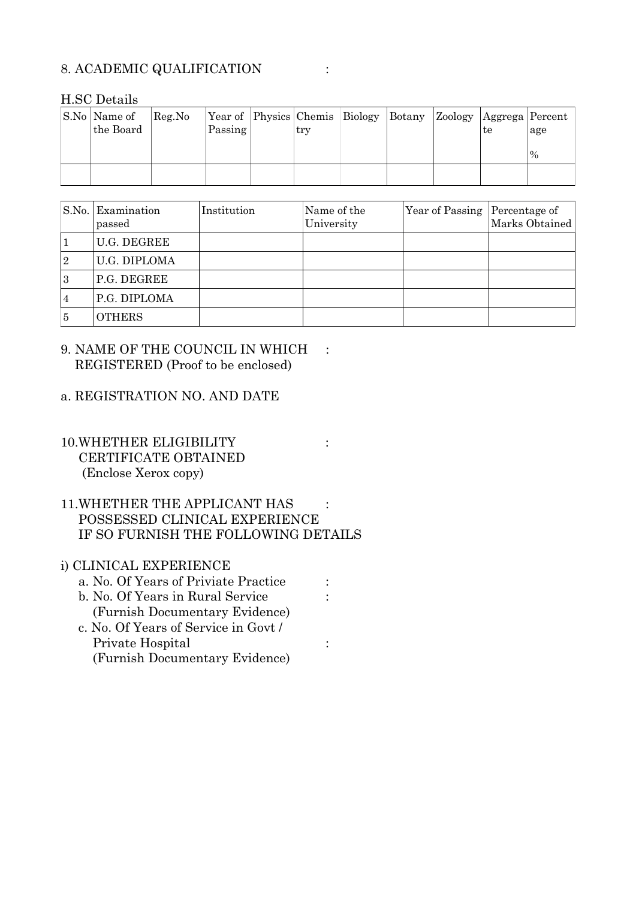8. ACADEMIC QUALIFICATION :

H.SC Details

| S.No | Name of the Board | Reg.No | Year of Passing | Physics | Chemistry | Biology | Botany | Zoology | Aggregate | Percentage % |
|---|---|---|---|---|---|---|---|---|---|---|
| | | | | | | | | | | |

| S.No. | Examination passed | Institution | Name of the University | Year of Passing | Percentage of Marks Obtained |
|---|---|---|---|---|---|
| 1 | U.G. DEGREE | | | | |
| 2 | U.G. DIPLOMA | | | | |
| 3 | P.G. DEGREE | | | | |
| 4 | P.G. DIPLOMA | | | | |
| 5 | OTHERS | | | | |

9. NAME OF THE COUNCIL IN WHICH REGISTERED (Proof to be enclosed) :

a. REGISTRATION NO. AND DATE

10. WHETHER ELIGIBILITY CERTIFICATE OBTAINED (Enclose Xerox copy) :

11. WHETHER THE APPLICANT HAS POSSESSED CLINICAL EXPERIENCE IF SO FURNISH THE FOLLOWING DETAILS :

i) CLINICAL EXPERIENCE

a. No. Of Years of Priviate Practice :

b. No. Of Years in Rural Service (Furnish Documentary Evidence) :

c. No. Of Years of Service in Govt / Private Hospital (Furnish Documentary Evidence) :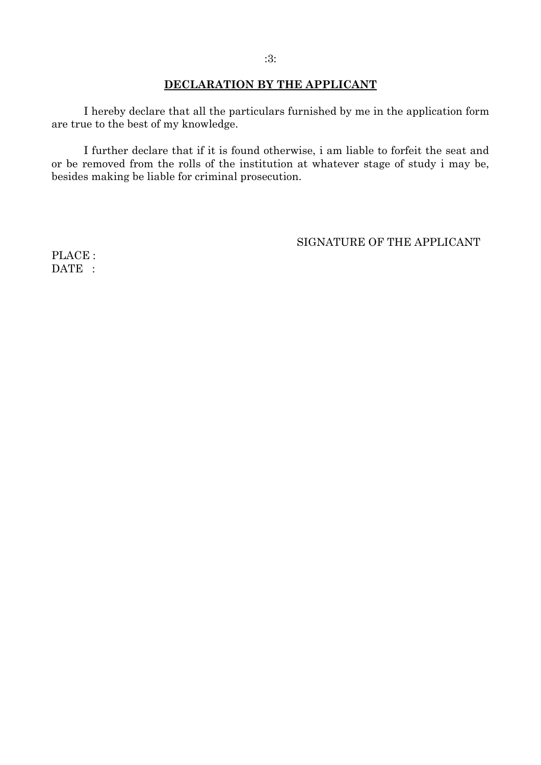## DECLARATION BY THE APPLICANT

I hereby declare that all the particulars furnished by me in the application form are true to the best of my knowledge.

I further declare that if it is found otherwise, i am liable to forfeit the seat and or be removed from the rolls of the institution at whatever stage of study i may be, besides making be liable for criminal prosecution.

SIGNATURE OF THE APPLICANT

PLACE :
DATE :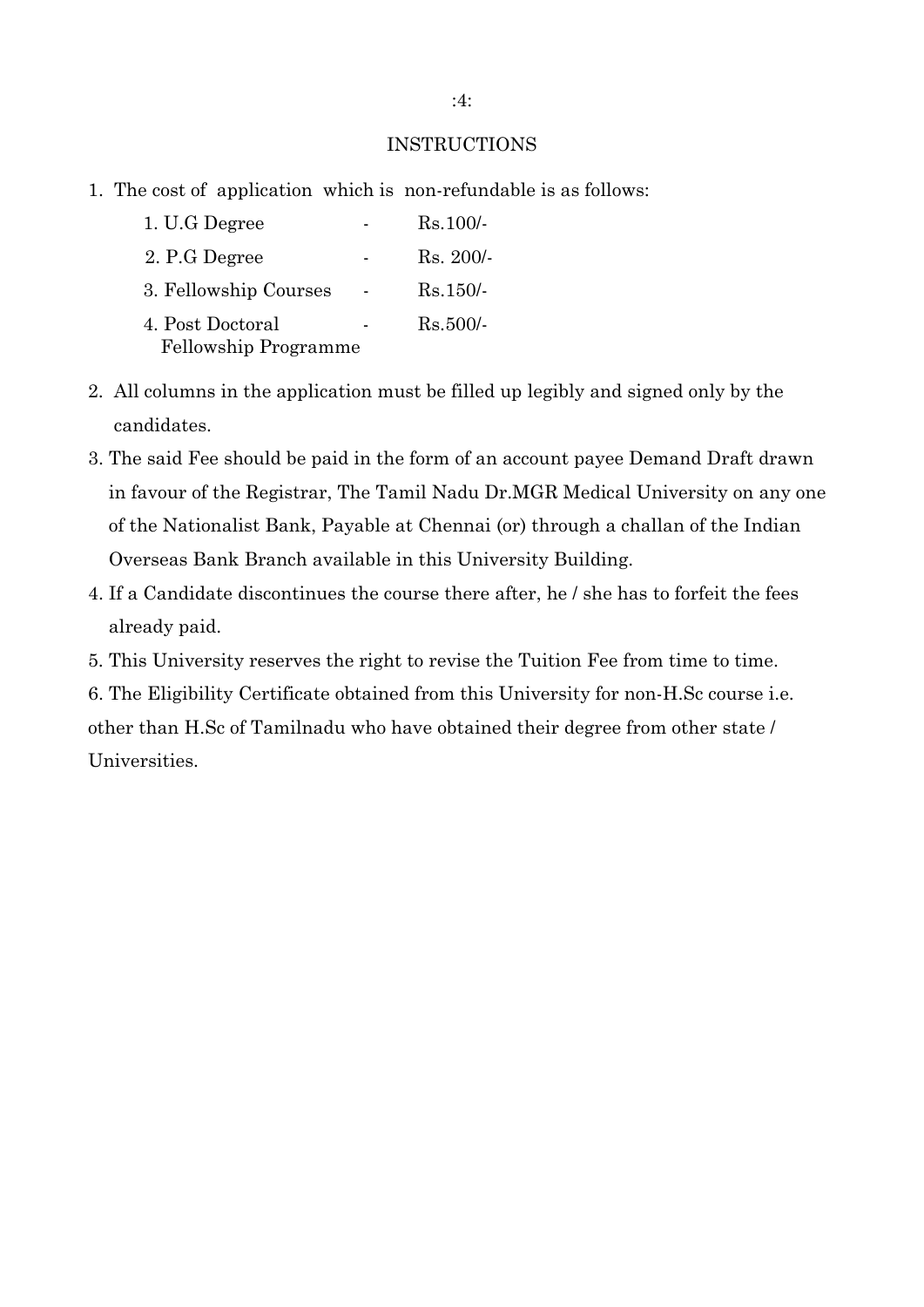## INSTRUCTIONS

1. The cost of application which is non-refundable is as follows:

| | | |
|---|---|---|
| 1. U.G Degree | - | Rs.100/- |
| 2. P.G Degree | - | Rs. 200/- |
| 3. Fellowship Courses | - | Rs.150/- |
| 4. Post Doctoral Fellowship Programme | - | Rs.500/- |

2. All columns in the application must be filled up legibly and signed only by the candidates.
3. The said Fee should be paid in the form of an account payee Demand Draft drawn in favour of the Registrar, The Tamil Nadu Dr.MGR Medical University on any one of the Nationalist Bank, Payable at Chennai (or) through a challan of the Indian Overseas Bank Branch available in this University Building.
4. If a Candidate discontinues the course there after, he / she has to forfeit the fees already paid.
5. This University reserves the right to revise the Tuition Fee from time to time.
6. The Eligibility Certificate obtained from this University for non-H.Sc course i.e. other than H.Sc of Tamilnadu who have obtained their degree from other state / Universities.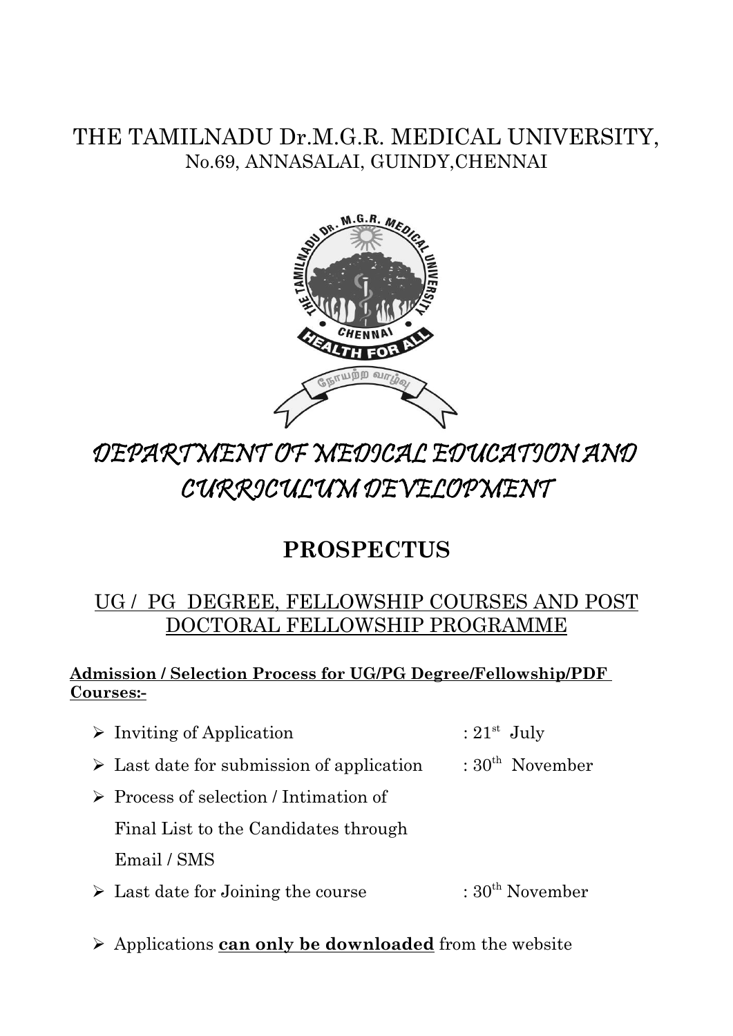# THE TAMILNADU Dr.M.G.R. MEDICAL UNIVERSITY,

No.69, ANNASALAI, GUINDY,CHENNAI

## *DEPARTMENT OF MEDICAL EDUCATION AND CURRICULUM DEVELOPMENT*

## PROSPECTUS

### UG / PG DEGREE, FELLOWSHIP COURSES AND POST DOCTORAL FELLOWSHIP PROGRAMME

**Admission / Selection Process for UG/PG Degree/Fellowship/PDF Courses:-**

- Inviting of Application : 21st July
- Last date for submission of application : 30th November
- Process of selection / Intimation of Final List to the Candidates through Email / SMS
- Last date for Joining the course : 30th November

- Applications **can only be downloaded** from the website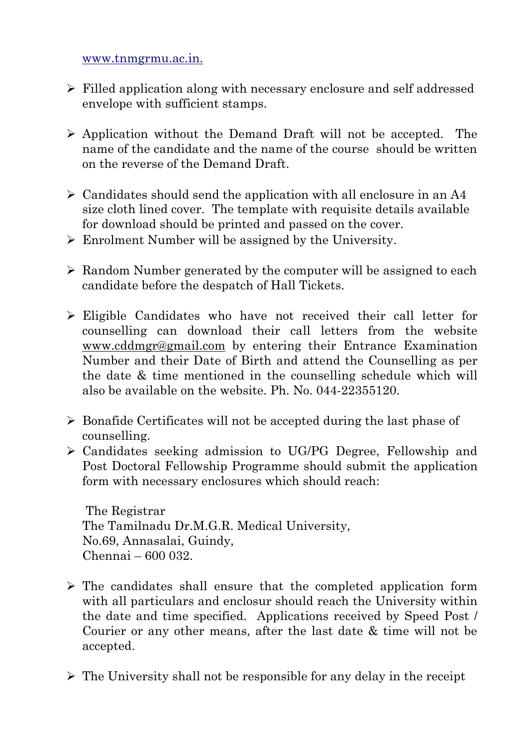www.tnmgrmu.ac.in.

- Filled application along with necessary enclosure and self addressed envelope with sufficient stamps.

- Application without the Demand Draft will not be accepted. The name of the candidate and the name of the course should be written on the reverse of the Demand Draft.

- Candidates should send the application with all enclosure in an A4 size cloth lined cover. The template with requisite details available for download should be printed and passed on the cover.
- Enrolment Number will be assigned by the University.

- Random Number generated by the computer will be assigned to each candidate before the despatch of Hall Tickets.

- Eligible Candidates who have not received their call letter for counselling can download their call letters from the website www.cddmgr@gmail.com by entering their Entrance Examination Number and their Date of Birth and attend the Counselling as per the date & time mentioned in the counselling schedule which will also be available on the website. Ph. No. 044-22355120.

- Bonafide Certificates will not be accepted during the last phase of counselling.
- Candidates seeking admission to UG/PG Degree, Fellowship and Post Doctoral Fellowship Programme should submit the application form with necessary enclosures which should reach:

  The Registrar  
  The Tamilnadu Dr.M.G.R. Medical University,  
  No.69, Annasalai, Guindy,  
  Chennai – 600 032.

- The candidates shall ensure that the completed application form with all particulars and enclosur should reach the University within the date and time specified. Applications received by Speed Post / Courier or any other means, after the last date & time will not be accepted.

- The University shall not be responsible for any delay in the receipt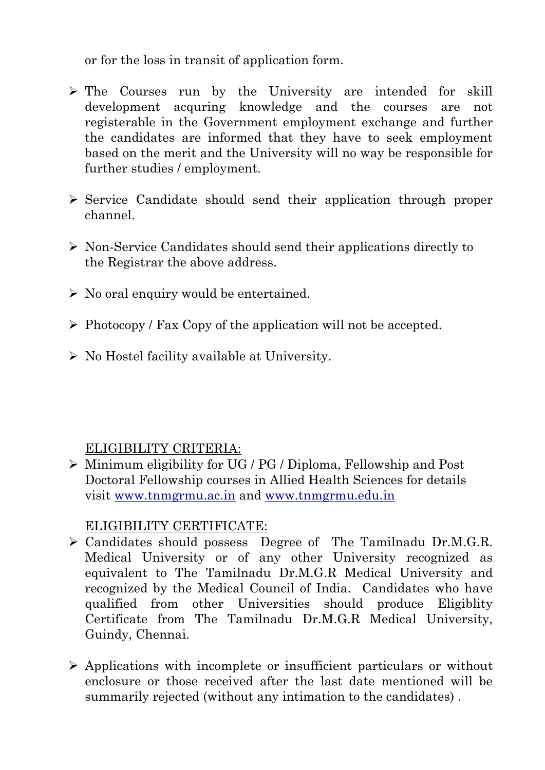or for the loss in transit of application form.

- The Courses run by the University are intended for skill development acquring knowledge and the courses are not registerable in the Government employment exchange and further the candidates are informed that they have to seek employment based on the merit and the University will no way be responsible for further studies / employment.

- Service Candidate should send their application through proper channel.

- Non-Service Candidates should send their applications directly to the Registrar the above address.

- No oral enquiry would be entertained.

- Photocopy / Fax Copy of the application will not be accepted.

- No Hostel facility available at University.

ELIGIBILITY CRITERIA:

- Minimum eligibility for UG / PG / Diploma, Fellowship and Post Doctoral Fellowship courses in Allied Health Sciences for details visit www.tnmgrmu.ac.in and www.tnmgrmu.edu.in

ELIGIBILITY CERTIFICATE:

- Candidates should possess Degree of The Tamilnadu Dr.M.G.R. Medical University or of any other University recognized as equivalent to The Tamilnadu Dr.M.G.R Medical University and recognized by the Medical Council of India. Candidates who have qualified from other Universities should produce Eligiblity Certificate from The Tamilnadu Dr.M.G.R Medical University, Guindy, Chennai.

- Applications with incomplete or insufficient particulars or without enclosure or those received after the last date mentioned will be summarily rejected (without any intimation to the candidates) .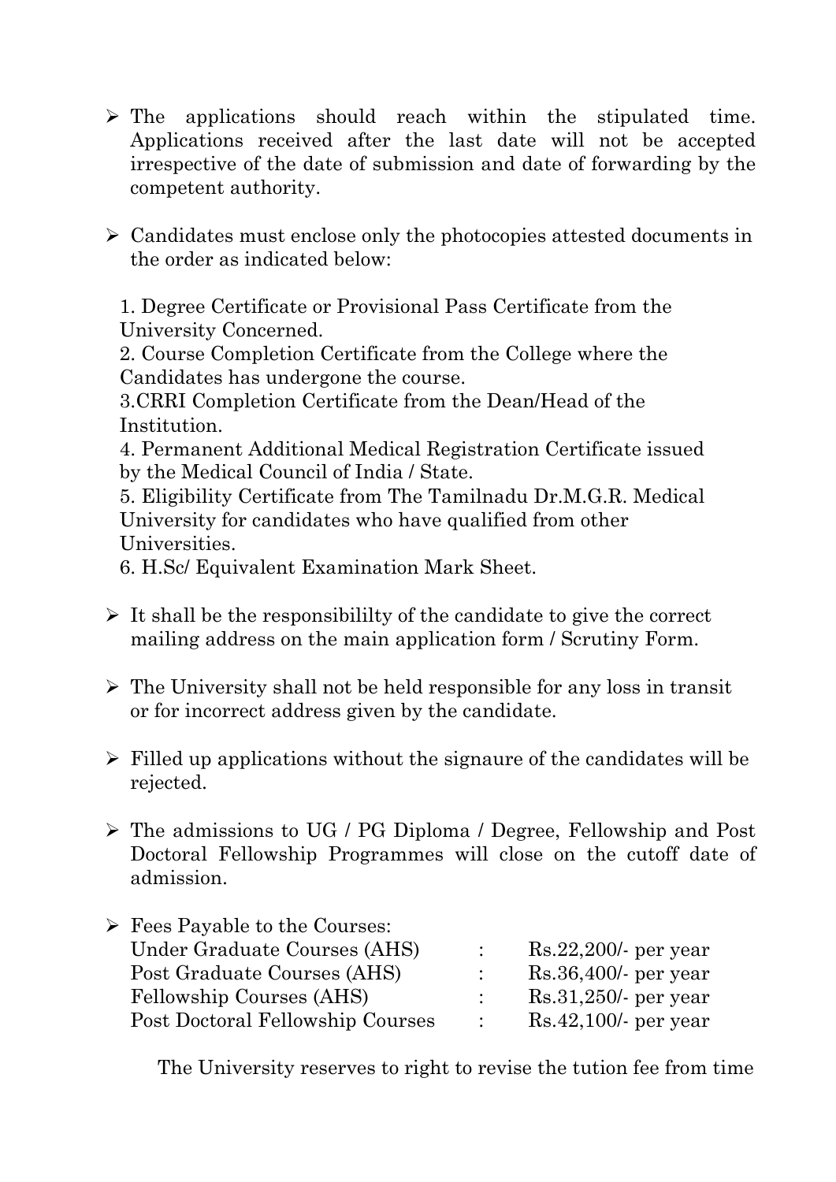- The applications should reach within the stipulated time. Applications received after the last date will not be accepted irrespective of the date of submission and date of forwarding by the competent authority.

- Candidates must enclose only the photocopies attested documents in the order as indicated below:

  1. Degree Certificate or Provisional Pass Certificate from the University Concerned.
  2. Course Completion Certificate from the College where the Candidates has undergone the course.
  3. CRRI Completion Certificate from the Dean/Head of the Institution.
  4. Permanent Additional Medical Registration Certificate issued by the Medical Council of India / State.
  5. Eligibility Certificate from The Tamilnadu Dr.M.G.R. Medical University for candidates who have qualified from other Universities.
  6. H.Sc/ Equivalent Examination Mark Sheet.

- It shall be the responsibililty of the candidate to give the correct mailing address on the main application form / Scrutiny Form.

- The University shall not be held responsible for any loss in transit or for incorrect address given by the candidate.

- Filled up applications without the signaure of the candidates will be rejected.

- The admissions to UG / PG Diploma / Degree, Fellowship and Post Doctoral Fellowship Programmes will close on the cutoff date of admission.

- Fees Payable to the Courses:

| | | |
|---|---|---|
| Under Graduate Courses (AHS) | : | Rs.22,200/- per year |
| Post Graduate Courses (AHS) | : | Rs.36,400/- per year |
| Fellowship Courses (AHS) | : | Rs.31,250/- per year |
| Post Doctoral Fellowship Courses | : | Rs.42,100/- per year |

The University reserves to right to revise the tution fee from time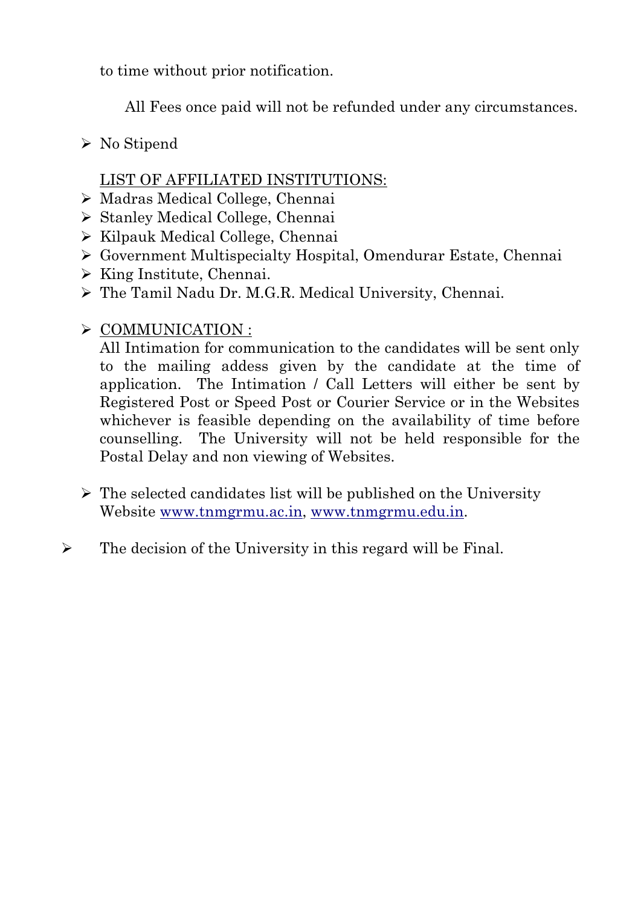to time without prior notification.

All Fees once paid will not be refunded under any circumstances.

- No Stipend

LIST OF AFFILIATED INSTITUTIONS:

- Madras Medical College, Chennai
- Stanley Medical College, Chennai
- Kilpauk Medical College, Chennai
- Government Multispecialty Hospital, Omendurar Estate, Chennai
- King Institute, Chennai.
- The Tamil Nadu Dr. M.G.R. Medical University, Chennai.

- COMMUNICATION :

  All Intimation for communication to the candidates will be sent only to the mailing addess given by the candidate at the time of application. The Intimation / Call Letters will either be sent by Registered Post or Speed Post or Courier Service or in the Websites whichever is feasible depending on the availability of time before counselling. The University will not be held responsible for the Postal Delay and non viewing of Websites.

- The selected candidates list will be published on the University Website www.tnmgrmu.ac.in, www.tnmgrmu.edu.in.

- The decision of the University in this regard will be Final.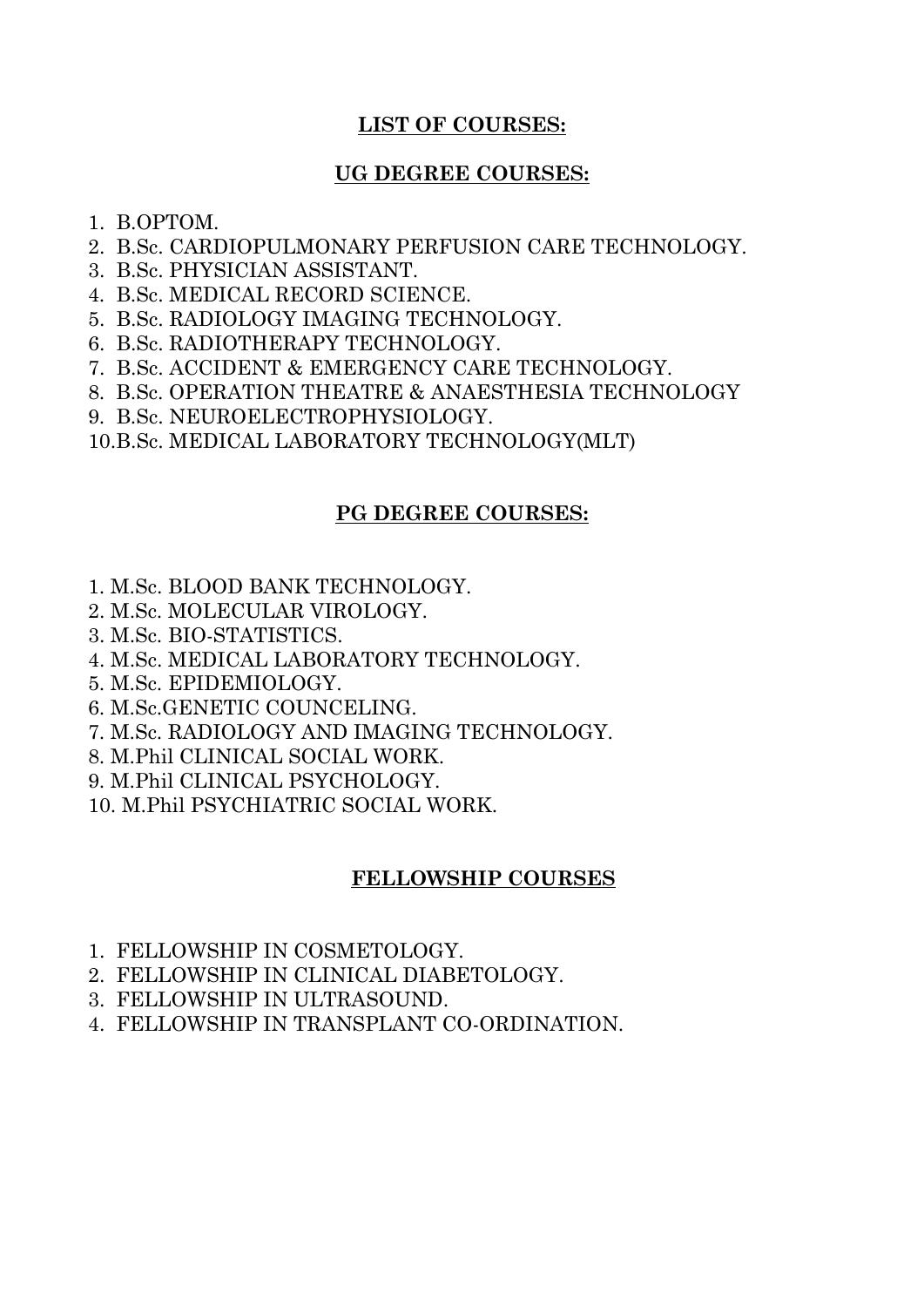## LIST OF COURSES:

### UG DEGREE COURSES:

1. B.OPTOM.
2. B.Sc. CARDIOPULMONARY PERFUSION CARE TECHNOLOGY.
3. B.Sc. PHYSICIAN ASSISTANT.
4. B.Sc. MEDICAL RECORD SCIENCE.
5. B.Sc. RADIOLOGY IMAGING TECHNOLOGY.
6. B.Sc. RADIOTHERAPY TECHNOLOGY.
7. B.Sc. ACCIDENT & EMERGENCY CARE TECHNOLOGY.
8. B.Sc. OPERATION THEATRE & ANAESTHESIA TECHNOLOGY
9. B.Sc. NEUROELECTROPHYSIOLOGY.
10. B.Sc. MEDICAL LABORATORY TECHNOLOGY(MLT)

### PG DEGREE COURSES:

1. M.Sc. BLOOD BANK TECHNOLOGY.
2. M.Sc. MOLECULAR VIROLOGY.
3. M.Sc. BIO-STATISTICS.
4. M.Sc. MEDICAL LABORATORY TECHNOLOGY.
5. M.Sc. EPIDEMIOLOGY.
6. M.Sc.GENETIC COUNCELING.
7. M.Sc. RADIOLOGY AND IMAGING TECHNOLOGY.
8. M.Phil CLINICAL SOCIAL WORK.
9. M.Phil CLINICAL PSYCHOLOGY.
10. M.Phil PSYCHIATRIC SOCIAL WORK.

### FELLOWSHIP COURSES

1. FELLOWSHIP IN COSMETOLOGY.
2. FELLOWSHIP IN CLINICAL DIABETOLOGY.
3. FELLOWSHIP IN ULTRASOUND.
4. FELLOWSHIP IN TRANSPLANT CO-ORDINATION.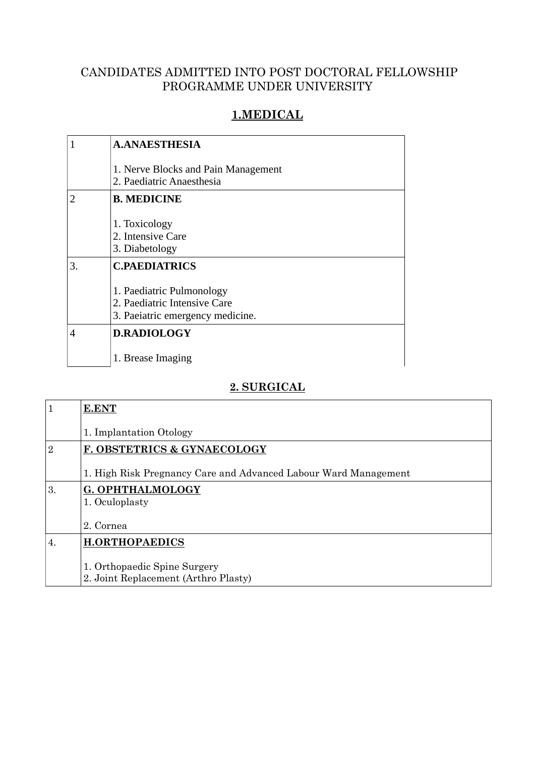CANDIDATES ADMITTED INTO POST DOCTORAL FELLOWSHIP PROGRAMME UNDER UNIVERSITY

## 1.MEDICAL

| | |
|---|---|
| 1 | **A.ANAESTHESIA**<br><br>1. Nerve Blocks and Pain Management<br>2. Paediatric Anaesthesia |
| 2 | **B. MEDICINE**<br><br>1. Toxicology<br>2. Intensive Care<br>3. Diabetology |
| 3. | **C.PAEDIATRICS**<br><br>1. Paediatric Pulmonology<br>2. Paediatric Intensive Care<br>3. Paeiatric emergency medicine. |
| 4 | **D.RADIOLOGY**<br><br>1. Brease Imaging |

## 2. SURGICAL

| | |
|---|---|
| 1 | **E.ENT**<br><br>1. Implantation Otology |
| 2 | **F. OBSTETRICS & GYNAECOLOGY**<br><br>1. High Risk Pregnancy Care and Advanced Labour Ward Management |
| 3. | **G. OPHTHALMOLOGY**<br>1. Oculoplasty<br><br>2. Cornea |
| 4. | **H.ORTHOPAEDICS**<br><br>1. Orthopaedic Spine Surgery<br>2. Joint Replacement (Arthro Plasty) |